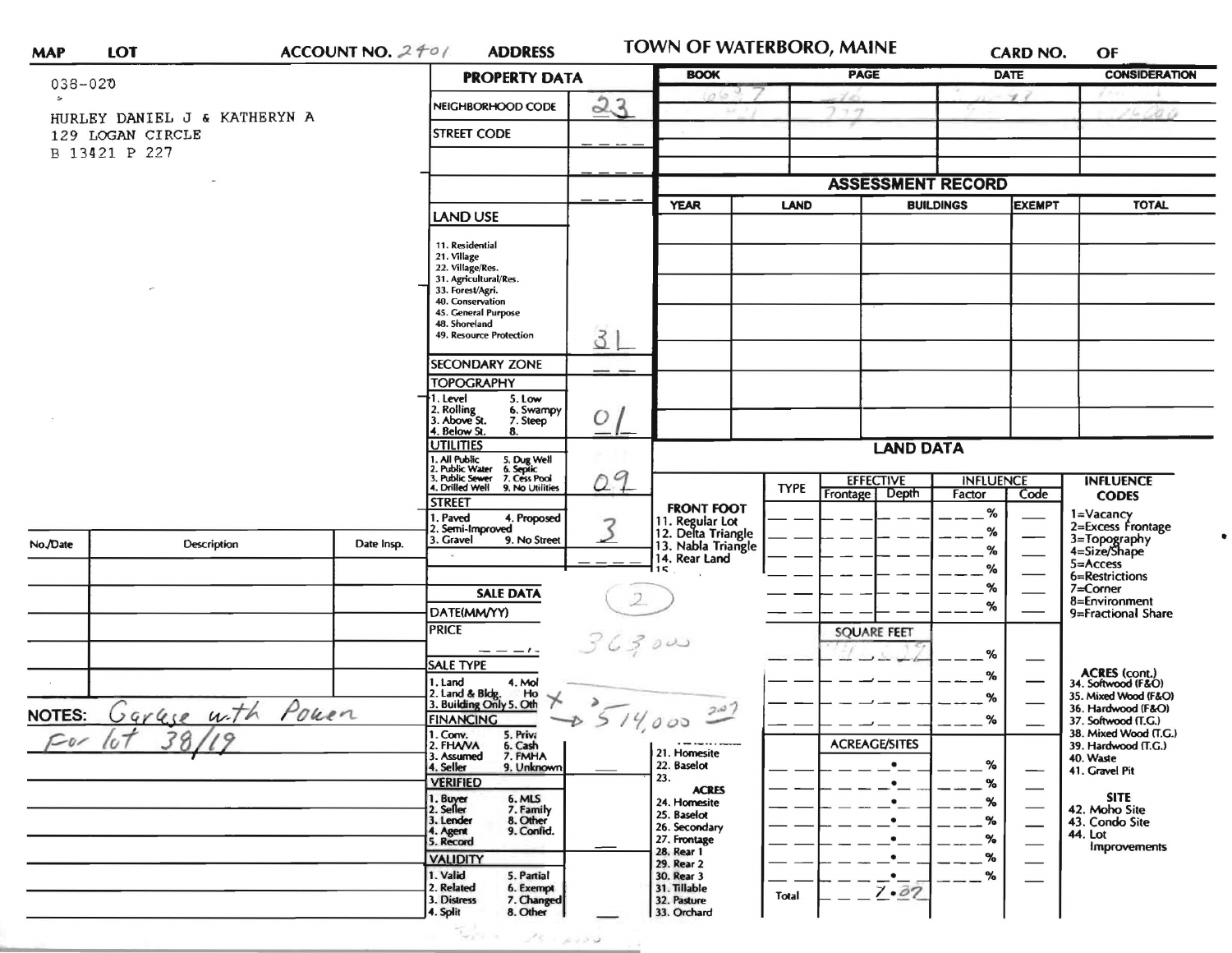**MAP** **LOT** **ACCOUNT NO.** 2401 **ADDRESS** **TOWN OF WATERBORO, MAINE** **CARD NO.** **OF**

038-020

HURLEY DANIEL J & KATHERYN A
129 LOGAN CIRCLE
B 13421 P 227

## PROPERTY DATA

| | |
|---|---|
| NEIGHBORHOOD CODE | 23 |
| STREET CODE | |
| LAND USE (11. Residential, 21. Village, 22. Village/Res., 31. Agricultural/Res., 33. Forest/Agri., 40. Conservation, 45. General Purpose, 48. Shoreland, 49. Resource Protection) | 31 |
| SECONDARY ZONE | |
| TOPOGRAPHY (1. Level, 2. Rolling, 3. Above St., 4. Below St., 5. Low, 6. Swampy, 7. Steep, 8.) | 01 |
| UTILITIES (1. All Public, 2. Public Water, 3. Public Sewer, 4. Drilled Well, 5. Dug Well, 6. Septic, 7. Cess Pool, 9. No Utilities) | 09 |
| STREET (1. Paved, 2. Semi-Improved, 3. Gravel, 4. Proposed, 9. No Street) | 3 |

## SALE DATA

| | |
|---|---|
| DATE(MM/YY) | |
| PRICE | 36300 |
| SALE TYPE (1. Land, 2. Land & Bldg., 3. Building Only, 4. Mobile Home, 5. Other) | |
| FINANCING (1. Conv., 2. FHA/VA, 3. Assumed, 4. Seller, 5. Private, 6. Cash, 7. FMHA, 9. Unknown) | |
| VERIFIED (1. Buyer, 2. Seller, 3. Lender, 4. Agent, 5. Record, 6. MLS, 7. Family, 8. Other, 9. Confid.) | |
| VALIDITY (1. Valid, 2. Related, 3. Distress, 4. Split, 5. Partial, 6. Exempt, 7. Changed, 8. Other) | |

(2)

X → 514,000 2007

| BOOK | PAGE | DATE | CONSIDERATION |
|---|---|---|---|
| | | | |
| | 227 | | 26000 |

## ASSESSMENT RECORD

| YEAR | LAND | BUILDINGS | EXEMPT | TOTAL |
|---|---|---|---|---|
| | | | | |

## LAND DATA

| | TYPE | EFFECTIVE Frontage | EFFECTIVE Depth | INFLUENCE Factor | INFLUENCE Code |
|---|---|---|---|---|---|
| FRONT FOOT (11. Regular Lot, 12. Delta Triangle, 13. Nabla Triangle, 14. Rear Land, 15.) | | | | % | |
| SQUARE FEET | | | | % | |
| ACREAGE/SITES (21. Homesite, 22. Baselot, 23., ACRES 24. Homesite, 25. Baselot, 26. Secondary, 27. Frontage, 28. Rear 1, 29. Rear 2, 30. Rear 3, 31. Tillable, 32. Pasture, 33. Orchard) | | | | % | |
| Total | | 7.07 | | | |

**INFLUENCE CODES**
1=Vacancy
2=Excess Frontage
3=Topography
4=Size/Shape
5=Access
6=Restrictions
7=Corner
8=Environment
9=Fractional Share

**ACRES (cont.)**
34. Softwood (F&O)
35. Mixed Wood (F&O)
36. Hardwood (F&O)
37. Softwood (T.G.)
38. Mixed Wood (T.G.)
39. Hardwood (T.G.)
40. Waste
41. Gravel Pit

**SITE**
42. Moho Site
43. Condo Site
44. Lot Improvements

| No./Date | Description | Date Insp. |
|---|---|---|
| | | |

NOTES: Garage with Power For lot 38/19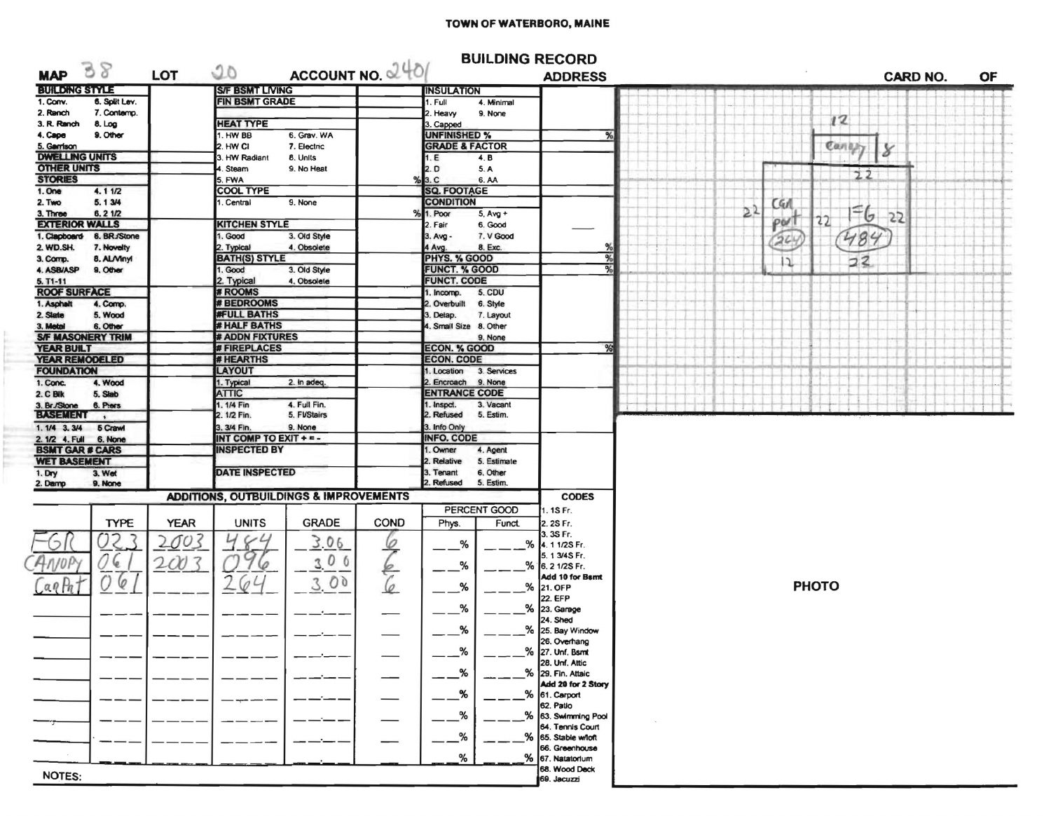TOWN OF WATERBORO, MAINE

# BUILDING RECORD

MAP 38 LOT 20 ACCOUNT NO. 2401 ADDRESS CARD NO. OF

**BUILDING STYLE**
1. Conv. 6. Split Lev.
2. Ranch 7. Contemp.
3. R. Ranch 8. Log
4. Cape 9. Other
5. Garrison

**DWELLING UNITS**

**OTHER UNITS**

**STORIES**
1. One 4. 1 1/2
2. Two 5. 1 3/4
3. Three 6. 2 1/2

**EXTERIOR WALLS**
1. Clapboard 6. BR./Stone
2. WD.SH. 7. Novelty
3. Comp. 8. AL/Vinyl
4. ASB/ASP 9. Other
5. T1-11

**ROOF SURFACE**
1. Asphalt 4. Comp.
2. Slate 5. Wood
3. Metal 6. Other

**S/F MASONERY TRIM**

**YEAR BUILT**

**YEAR REMODELED**

**FOUNDATION**
1. Conc. 4. Wood
2. C Blk 5. Slab
3. Br./Stone 6. Piers

**BASEMENT**
1. 1/4 3. 3/4 5 Crawl
2. 1/2 4. Full 6. None

**BSMT GAR # CARS**

**WET BASEMENT**
1. Dry 3. Wet
2. Damp 9. None

**S/F BSMT LIVING**

**FIN BSMT GRADE**

**HEAT TYPE**
1. HW BB 6. Grav. WA
2. HW CI 7. Electric
3. HW Radiant 8. Units
4. Steam 9. No Heat
5. FWA

**COOL TYPE**
1. Central 9. None

**KITCHEN STYLE**
1. Good 3. Old Style
2. Typical 4. Obsolete

**BATH(S) STYLE**
1. Good 3. Old Style
2. Typical 4. Obsolete

**# ROOMS**

**# BEDROOMS**

**#FULL BATHS**

**# HALF BATHS**

**# ADDN FIXTURES**

**# FIREPLACES**

**# HEARTHS**

**LAYOUT**
1. Typical 2. In adeq.

**ATTIC**
1. 1/4 Fin 4. Full Fin.
2. 1/2 Fin. 5. Fl/Stairs
3. 3/4 Fin. 9. None

**INT COMP TO EXIT + = -**

**INSPECTED BY**

**DATE INSPECTED**

**INSULATION**
1. Full 4. Minimal
2. Heavy 9. None
3. Capped

**UNFINISHED %**

**GRADE & FACTOR**
1. E 4. B
2. D 5. A
3. C 6. AA

**SQ. FOOTAGE**

**CONDITION**
1. Poor 5. Avg +
2. Fair 6. Good
3. Avg - 7. V Good
4 Avg. 8. Exc.

**PHYS. % GOOD**

**FUNCT. % GOOD**

**FUNCT. CODE**
1. Incomp. 5. CDU
2. Overbuilt 6. Style
3. Delap. 7. Layout
4. Small Size 8. Other
9. None

**ECON. % GOOD**

**ECON. CODE**
1. Location 3. Services
2. Encroach 9. None

**ENTRANCE CODE**
1. Inspct. 3. Vacant
2. Refused 5. Estim.
3. Info Only

**INFO. CODE**
1. Owner 4. Agent
2. Relative 5. Estimate
3. Tenant 6. Other
2. Refused 5. Estim.

12
Canopy 8
22
22 Car port 22 FG 22
(264) (484)
12 22

## ADDITIONS, OUTBUILDINGS & IMPROVEMENTS

| | TYPE | YEAR | UNITS | GRADE | COND | PERCENT GOOD Phys. | Funct. |
|---|---|---|---|---|---|---|---|
| FGR | 023 | 2003 | 484 | 3.06 | 6 | % | % |
| CANOPY | 061 | 2003 | 096 | 3.00 | 6 | % | % |
| CarPrt | 061 | | 264 | 3.00 | 6 | % | % |
| | | | | | | % | % |
| | | | | | | % | % |
| | | | | | | % | % |
| | | | | | | % | % |
| | | | | | | % | % |
| | | | | | | % | % |
| | | | | | | % | % |
| | | | | | | % | % |

**CODES**
1. 1S Fr.
2. 2S Fr.
3. 3S Fr.
4. 1 1/2S Fr.
5. 1 3/4S Fr.
6. 2 1/2S Fr.
**Add 10 for Bsmt**
21. OFP
22. EFP
23. Garage
24. Shed
25. Bay Window
26. Overhang
27. Unf. Bsmt
28. Unf. Attic
29. Fin. Attaic
**Add 20 for 2 Story**
61. Carport
62. Patio
63. Swimming Pool
64. Tennis Court
65. Stable w/loft
66. Greenhouse
67. Natatorium
68. Wood Deck
69. Jacuzzi

NOTES:

PHOTO